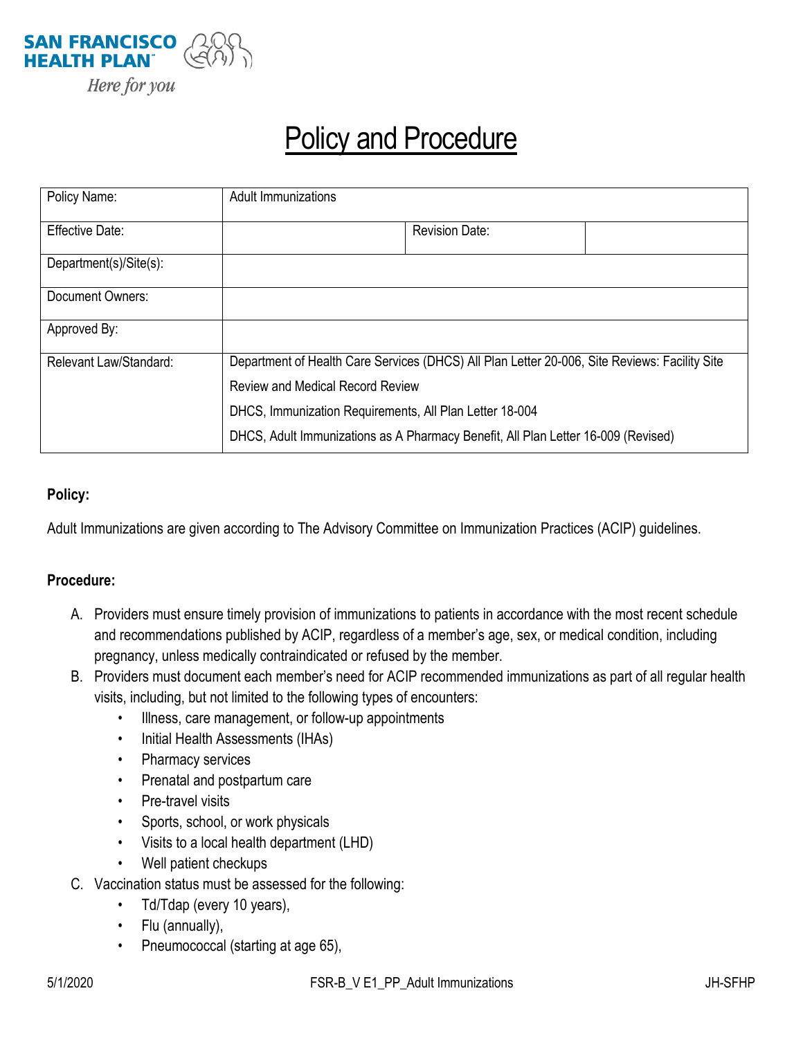SAN FRANCISCO HEALTH PLAN

*Here for you*

# Policy and Procedure

| Policy Name: | Adult Immunizations | | |
|---|---|---|---|
| Effective Date: | | Revision Date: | |
| Department(s)/Site(s): | | | |
| Document Owners: | | | |
| Approved By: | | | |
| Relevant Law/Standard: | Department of Health Care Services (DHCS) All Plan Letter 20-006, Site Reviews: Facility Site Review and Medical Record Review<br>DHCS, Immunization Requirements, All Plan Letter 18-004<br>DHCS, Adult Immunizations as A Pharmacy Benefit, All Plan Letter 16-009 (Revised) | | |

**Policy:**

Adult Immunizations are given according to The Advisory Committee on Immunization Practices (ACIP) guidelines.

**Procedure:**

A. Providers must ensure timely provision of immunizations to patients in accordance with the most recent schedule and recommendations published by ACIP, regardless of a member's age, sex, or medical condition, including pregnancy, unless medically contraindicated or refused by the member.

B. Providers must document each member's need for ACIP recommended immunizations as part of all regular health visits, including, but not limited to the following types of encounters:
   - Illness, care management, or follow-up appointments
   - Initial Health Assessments (IHAs)
   - Pharmacy services
   - Prenatal and postpartum care
   - Pre-travel visits
   - Sports, school, or work physicals
   - Visits to a local health department (LHD)
   - Well patient checkups

C. Vaccination status must be assessed for the following:
   - Td/Tdap (every 10 years),
   - Flu (annually),
   - Pneumococcal (starting at age 65),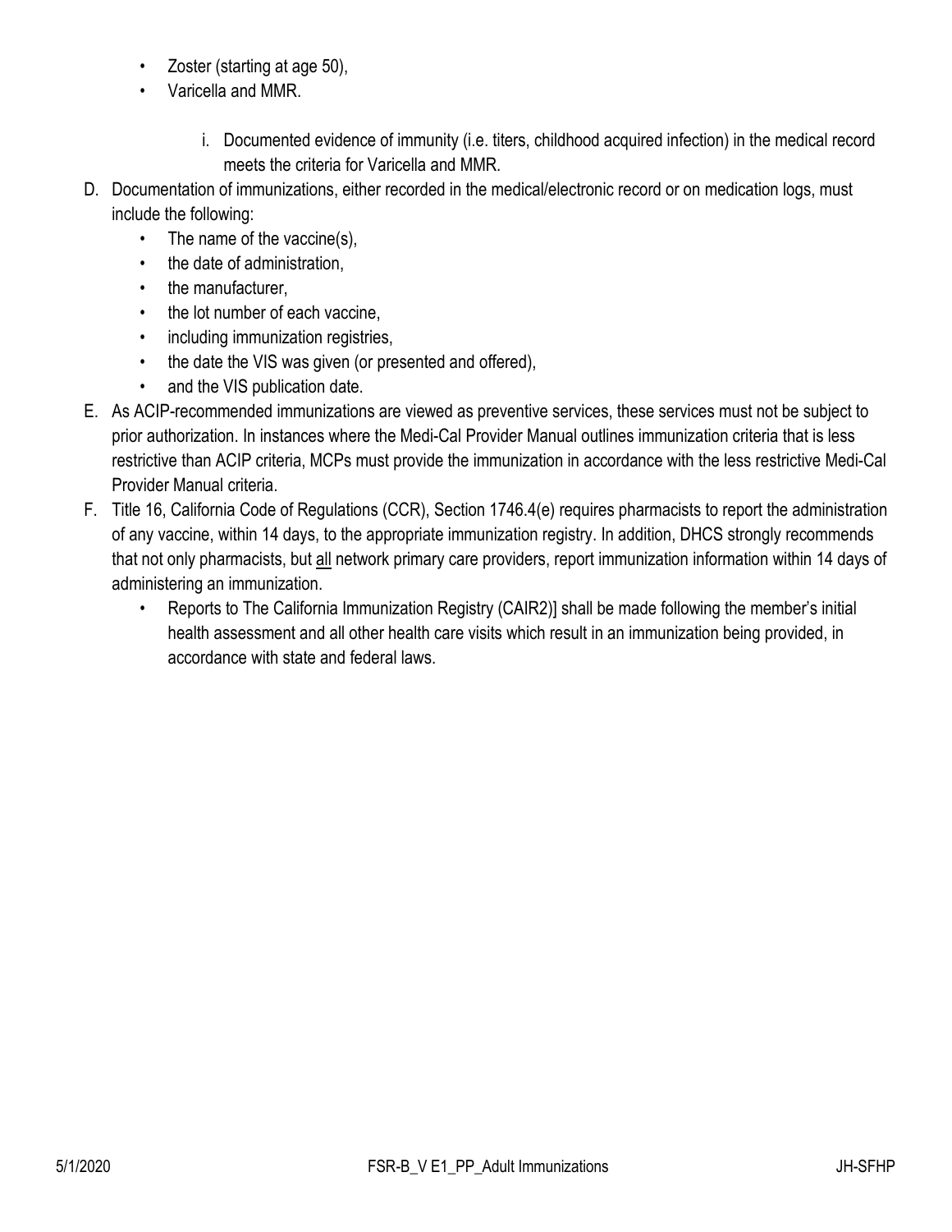- Zoster (starting at age 50),
- Varicella and MMR.
    - i. Documented evidence of immunity (i.e. titers, childhood acquired infection) in the medical record meets the criteria for Varicella and MMR.

D. Documentation of immunizations, either recorded in the medical/electronic record or on medication logs, must include the following:
- The name of the vaccine(s),
- the date of administration,
- the manufacturer,
- the lot number of each vaccine,
- including immunization registries,
- the date the VIS was given (or presented and offered),
- and the VIS publication date.

E. As ACIP-recommended immunizations are viewed as preventive services, these services must not be subject to prior authorization. In instances where the Medi-Cal Provider Manual outlines immunization criteria that is less restrictive than ACIP criteria, MCPs must provide the immunization in accordance with the less restrictive Medi-Cal Provider Manual criteria.

F. Title 16, California Code of Regulations (CCR), Section 1746.4(e) requires pharmacists to report the administration of any vaccine, within 14 days, to the appropriate immunization registry. In addition, DHCS strongly recommends that not only pharmacists, but all network primary care providers, report immunization information within 14 days of administering an immunization.
- Reports to The California Immunization Registry (CAIR2)] shall be made following the member's initial health assessment and all other health care visits which result in an immunization being provided, in accordance with state and federal laws.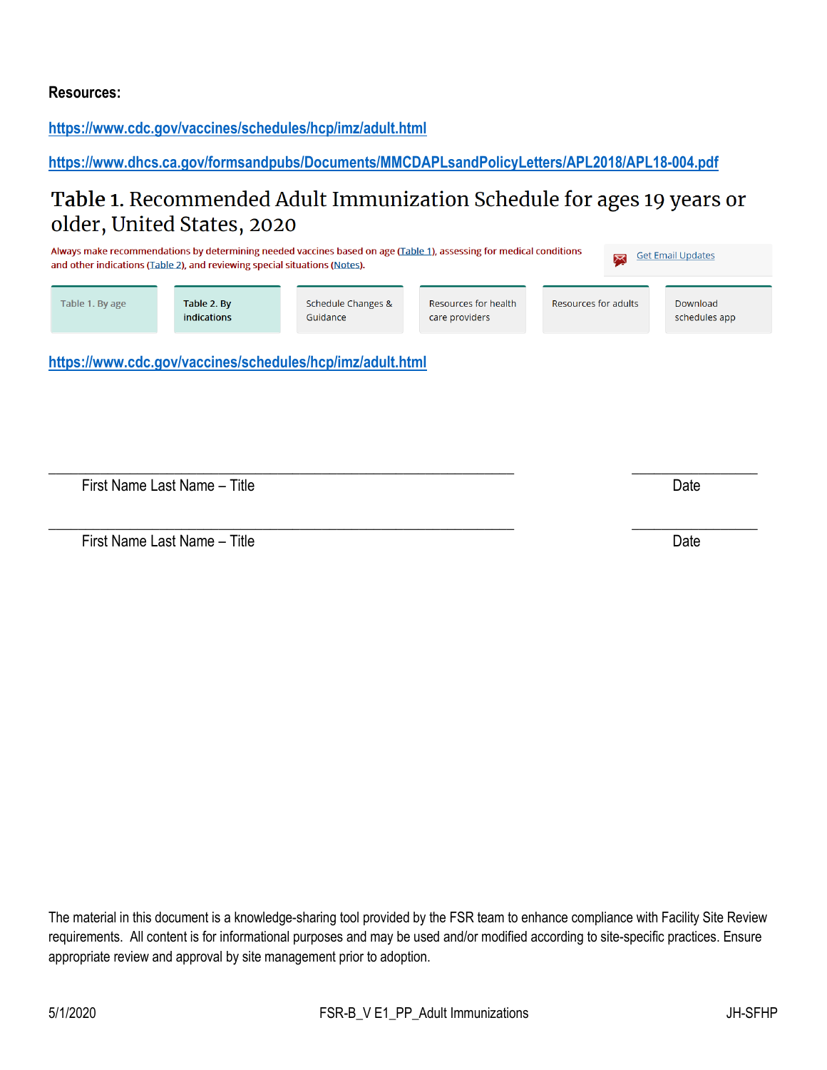**Resources:**

https://www.cdc.gov/vaccines/schedules/hcp/imz/adult.html

https://www.dhcs.ca.gov/formsandpubs/Documents/MMCDAPLsandPolicyLetters/APL2018/APL18-004.pdf

## Table 1. Recommended Adult Immunization Schedule for ages 19 years or older, United States, 2020

Always make recommendations by determining needed vaccines based on age (Table 1), assessing for medical conditions and other indications (Table 2), and reviewing special situations (Notes).

Get Email Updates

Table 1. By age | Table 2. By indications | Schedule Changes & Guidance | Resources for health care providers | Resources for adults | Download schedules app

https://www.cdc.gov/vaccines/schedules/hcp/imz/adult.html

\_\_\_\_\_\_\_\_\_\_\_\_\_\_\_\_\_\_\_\_\_\_\_\_\_\_\_\_\_\_\_\_\_\_\_\_\_\_\_\_ \_\_\_\_\_\_\_\_\_\_\_\_

First Name Last Name – Title Date

\_\_\_\_\_\_\_\_\_\_\_\_\_\_\_\_\_\_\_\_\_\_\_\_\_\_\_\_\_\_\_\_\_\_\_\_\_\_\_\_ \_\_\_\_\_\_\_\_\_\_\_\_

First Name Last Name – Title Date

The material in this document is a knowledge-sharing tool provided by the FSR team to enhance compliance with Facility Site Review requirements. All content is for informational purposes and may be used and/or modified according to site-specific practices. Ensure appropriate review and approval by site management prior to adoption.

5/1/2020 FSR-B_V E1_PP_Adult Immunizations JH-SFHP